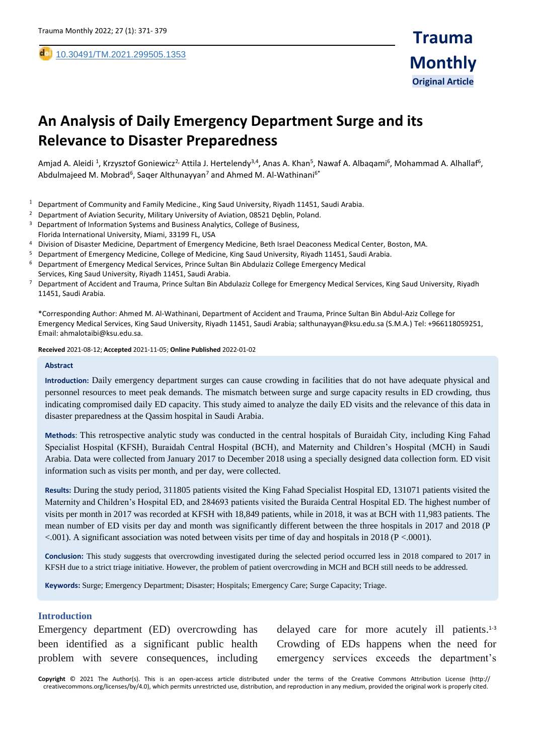10.30491/TM.2021.299505.1353

**Original Article**

# An Analysis of Daily Emergency Department Surge and its Relevance to Disaster Preparedness

Amjad A. Aleidi [1], Krzysztof Goniewicz[2], Attila J. Hertelendy[3,4], Anas A. Khan[5], Nawaf A. Albaqami[6], Mohammad A. Alhallaf[6], Abdulmajeed M. Mobrad[6], Saqer Althunayyan[7] and Ahmed M. Al-Wathinani[6*]

[1] Department of Community and Family Medicine., King Saud University, Riyadh 11451, Saudi Arabia.
[2] Department of Aviation Security, Military University of Aviation, 08521 Dęblin, Poland.
[3] Department of Information Systems and Business Analytics, College of Business, Florida International University, Miami, 33199 FL, USA
[4] Division of Disaster Medicine, Department of Emergency Medicine, Beth Israel Deaconess Medical Center, Boston, MA.
[5] Department of Emergency Medicine, College of Medicine, King Saud University, Riyadh 11451, Saudi Arabia.
[6] Department of Emergency Medical Services, Prince Sultan Bin Abdulaziz College Emergency Medical Services, King Saud University, Riyadh 11451, Saudi Arabia.
[7] Department of Accident and Trauma, Prince Sultan Bin Abdulaziz College for Emergency Medical Services, King Saud University, Riyadh 11451, Saudi Arabia.

*Corresponding Author: Ahmed M. Al-Wathinani, Department of Accident and Trauma, Prince Sultan Bin Abdul-Aziz College for Emergency Medical Services, King Saud University, Riyadh 11451, Saudi Arabia; salthunayyan@ksu.edu.sa (S.M.A.) Tel: +966118059251, Email: ahmalotaibi@ksu.edu.sa.

**Received** 2021-08-12; **Accepted** 2021-11-05; **Online Published** 2022-01-02

## Abstract

**Introduction:** Daily emergency department surges can cause crowding in facilities that do not have adequate physical and personnel resources to meet peak demands. The mismatch between surge and surge capacity results in ED crowding, thus indicating compromised daily ED capacity. This study aimed to analyze the daily ED visits and the relevance of this data in disaster preparedness at the Qassim hospital in Saudi Arabia.

**Methods**: This retrospective analytic study was conducted in the central hospitals of Buraidah City, including King Fahad Specialist Hospital (KFSH), Buraidah Central Hospital (BCH), and Maternity and Children's Hospital (MCH) in Saudi Arabia. Data were collected from January 2017 to December 2018 using a specially designed data collection form. ED visit information such as visits per month, and per day, were collected.

**Results:** During the study period, 311805 patients visited the King Fahad Specialist Hospital ED, 131071 patients visited the Maternity and Children's Hospital ED, and 284693 patients visited the Buraida Central Hospital ED. The highest number of visits per month in 2017 was recorded at KFSH with 18,849 patients, while in 2018, it was at BCH with 11,983 patients. The mean number of ED visits per day and month was significantly different between the three hospitals in 2017 and 2018 ($P < .001$). A significant association was noted between visits per time of day and hospitals in 2018 ($P < .0001$).

**Conclusion:** This study suggests that overcrowding investigated during the selected period occurred less in 2018 compared to 2017 in KFSH due to a strict triage initiative. However, the problem of patient overcrowding in MCH and BCH still needs to be addressed.

**Keywords:** Surge; Emergency Department; Disaster; Hospitals; Emergency Care; Surge Capacity; Triage.

## Introduction

Emergency department (ED) overcrowding has been identified as a significant public health problem with severe consequences, including delayed care for more acutely ill patients.[1-3] Crowding of EDs happens when the need for emergency services exceeds the department's

**Copyright** © 2021 The Author(s). This is an open-access article distributed under the terms of the Creative Commons Attribution License (http://creativecommons.org/licenses/by/4.0), which permits unrestricted use, distribution, and reproduction in any medium, provided the original work is properly cited.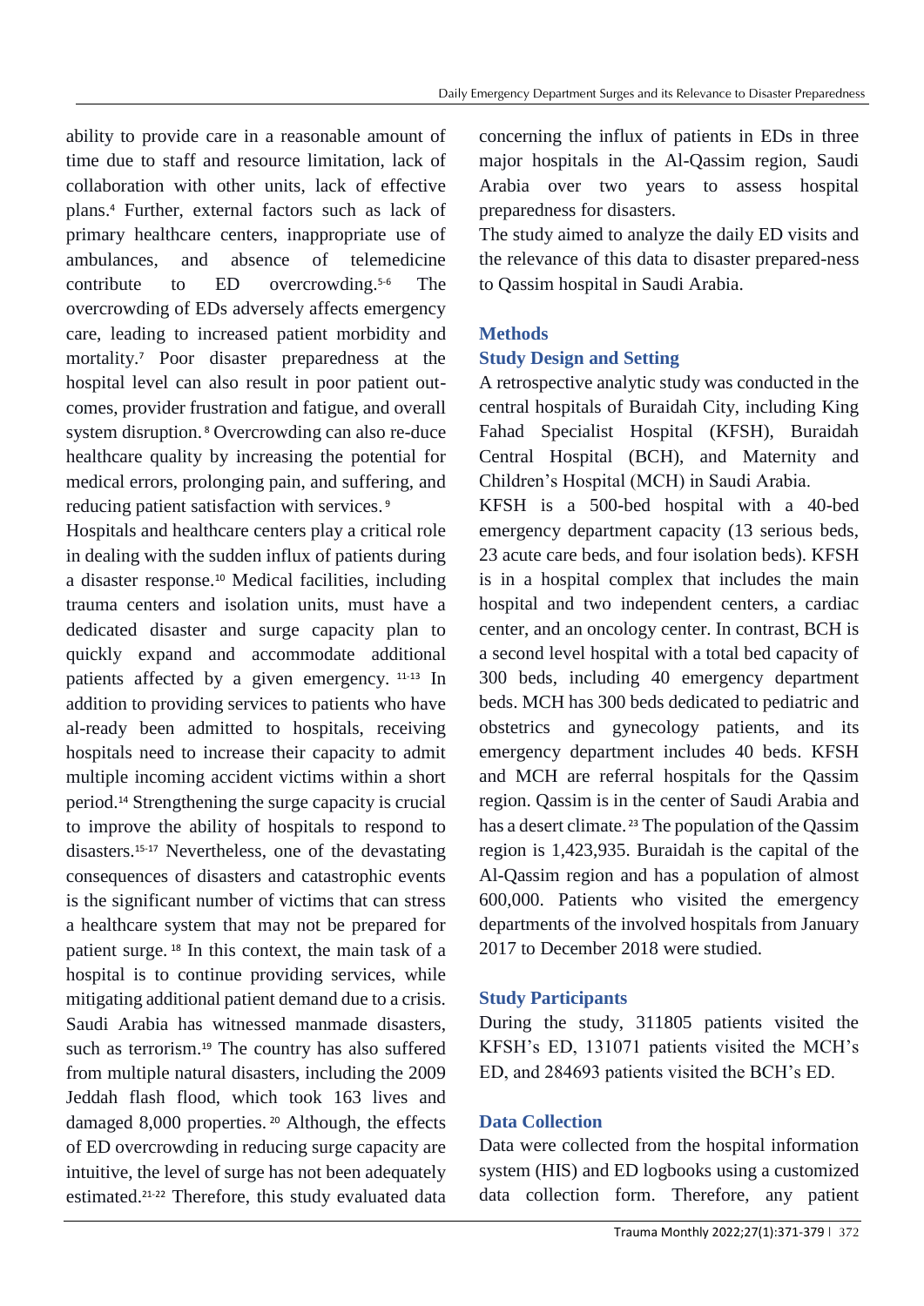ability to provide care in a reasonable amount of time due to staff and resource limitation, lack of collaboration with other units, lack of effective plans.[4] Further, external factors such as lack of primary healthcare centers, inappropriate use of ambulances, and absence of telemedicine contribute to ED overcrowding.[5-6] The overcrowding of EDs adversely affects emergency care, leading to increased patient morbidity and mortality.[7] Poor disaster preparedness at the hospital level can also result in poor patient out-comes, provider frustration and fatigue, and overall system disruption.[8] Overcrowding can also re-duce healthcare quality by increasing the potential for medical errors, prolonging pain, and suffering, and reducing patient satisfaction with services.[9]

Hospitals and healthcare centers play a critical role in dealing with the sudden influx of patients during a disaster response.[10] Medical facilities, including trauma centers and isolation units, must have a dedicated disaster and surge capacity plan to quickly expand and accommodate additional patients affected by a given emergency.[11-13] In addition to providing services to patients who have al-ready been admitted to hospitals, receiving hospitals need to increase their capacity to admit multiple incoming accident victims within a short period.[14] Strengthening the surge capacity is crucial to improve the ability of hospitals to respond to disasters.[15-17] Nevertheless, one of the devastating consequences of disasters and catastrophic events is the significant number of victims that can stress a healthcare system that may not be prepared for patient surge.[18] In this context, the main task of a hospital is to continue providing services, while mitigating additional patient demand due to a crisis. Saudi Arabia has witnessed manmade disasters, such as terrorism.[19] The country has also suffered from multiple natural disasters, including the 2009 Jeddah flash flood, which took 163 lives and damaged 8,000 properties.[20] Although, the effects of ED overcrowding in reducing surge capacity are intuitive, the level of surge has not been adequately estimated.[21-22] Therefore, this study evaluated data concerning the influx of patients in EDs in three major hospitals in the Al-Qassim region, Saudi Arabia over two years to assess hospital preparedness for disasters.

The study aimed to analyze the daily ED visits and the relevance of this data to disaster prepared-ness to Qassim hospital in Saudi Arabia.

## Methods

### Study Design and Setting

A retrospective analytic study was conducted in the central hospitals of Buraidah City, including King Fahad Specialist Hospital (KFSH), Buraidah Central Hospital (BCH), and Maternity and Children's Hospital (MCH) in Saudi Arabia.

KFSH is a 500-bed hospital with a 40-bed emergency department capacity (13 serious beds, 23 acute care beds, and four isolation beds). KFSH is in a hospital complex that includes the main hospital and two independent centers, a cardiac center, and an oncology center. In contrast, BCH is a second level hospital with a total bed capacity of 300 beds, including 40 emergency department beds. MCH has 300 beds dedicated to pediatric and obstetrics and gynecology patients, and its emergency department includes 40 beds. KFSH and MCH are referral hospitals for the Qassim region. Qassim is in the center of Saudi Arabia and has a desert climate.[23] The population of the Qassim region is 1,423,935. Buraidah is the capital of the Al-Qassim region and has a population of almost 600,000. Patients who visited the emergency departments of the involved hospitals from January 2017 to December 2018 were studied.

### Study Participants

During the study, 311805 patients visited the KFSH's ED, 131071 patients visited the MCH's ED, and 284693 patients visited the BCH's ED.

### Data Collection

Data were collected from the hospital information system (HIS) and ED logbooks using a customized data collection form. Therefore, any patient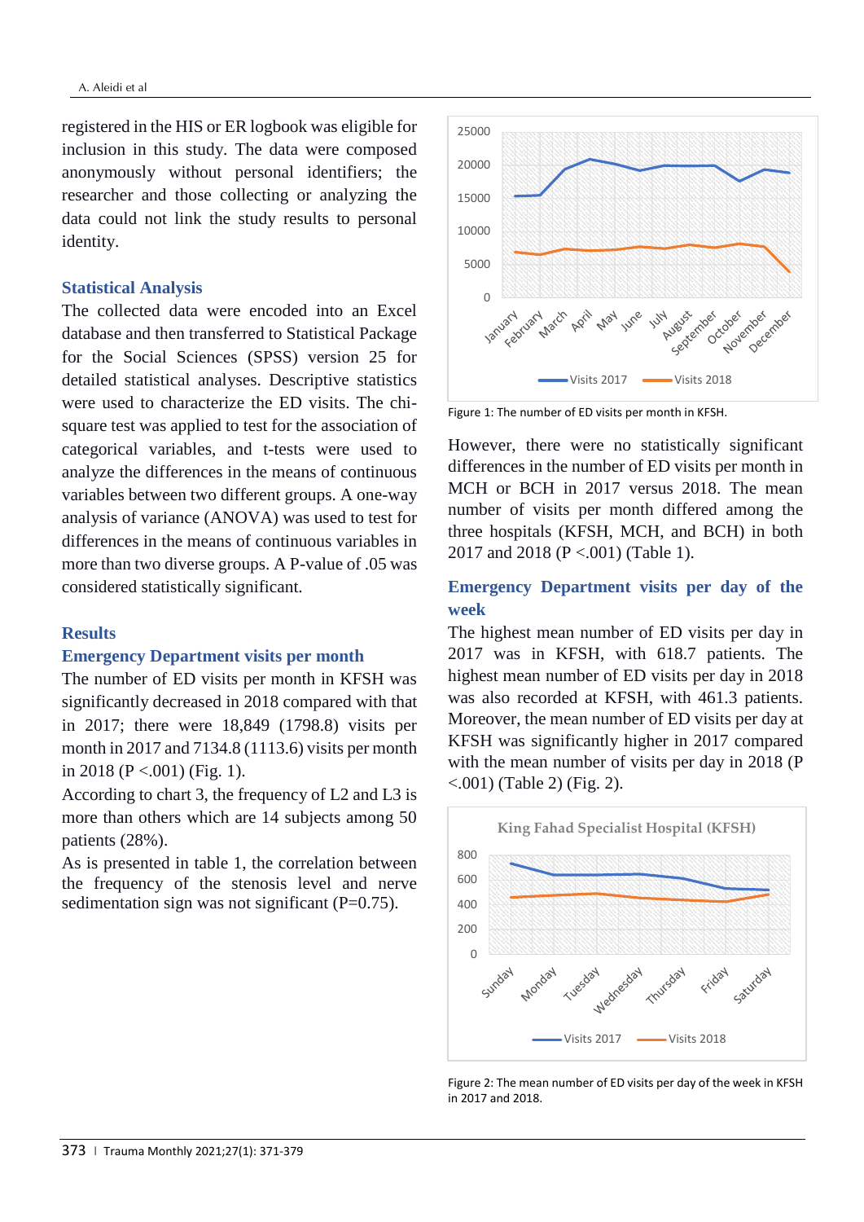registered in the HIS or ER logbook was eligible for inclusion in this study. The data were composed anonymously without personal identifiers; the researcher and those collecting or analyzing the data could not link the study results to personal identity.

## Statistical Analysis

The collected data were encoded into an Excel database and then transferred to Statistical Package for the Social Sciences (SPSS) version 25 for detailed statistical analyses. Descriptive statistics were used to characterize the ED visits. The chi-square test was applied to test for the association of categorical variables, and t-tests were used to analyze the differences in the means of continuous variables between two different groups. A one-way analysis of variance (ANOVA) was used to test for differences in the means of continuous variables in more than two diverse groups. A P-value of .05 was considered statistically significant.

## Results

### Emergency Department visits per month

The number of ED visits per month in KFSH was significantly decreased in 2018 compared with that in 2017; there were 18,849 (1798.8) visits per month in 2017 and 7134.8 (1113.6) visits per month in 2018 (P <.001) (Fig. 1).

According to chart 3, the frequency of L2 and L3 is more than others which are 14 subjects among 50 patients (28%).

As is presented in table 1, the correlation between the frequency of the stenosis level and nerve sedimentation sign was not significant (P=0.75).

Figure 1: The number of ED visits per month in KFSH.

However, there were no statistically significant differences in the number of ED visits per month in MCH or BCH in 2017 versus 2018. The mean number of visits per month differed among the three hospitals (KFSH, MCH, and BCH) in both 2017 and 2018 (P <.001) (Table 1).

### Emergency Department visits per day of the week

The highest mean number of ED visits per day in 2017 was in KFSH, with 618.7 patients. The highest mean number of ED visits per day in 2018 was also recorded at KFSH, with 461.3 patients. Moreover, the mean number of ED visits per day at KFSH was significantly higher in 2017 compared with the mean number of visits per day in 2018 (P <.001) (Table 2) (Fig. 2).

Figure 2: The mean number of ED visits per day of the week in KFSH in 2017 and 2018.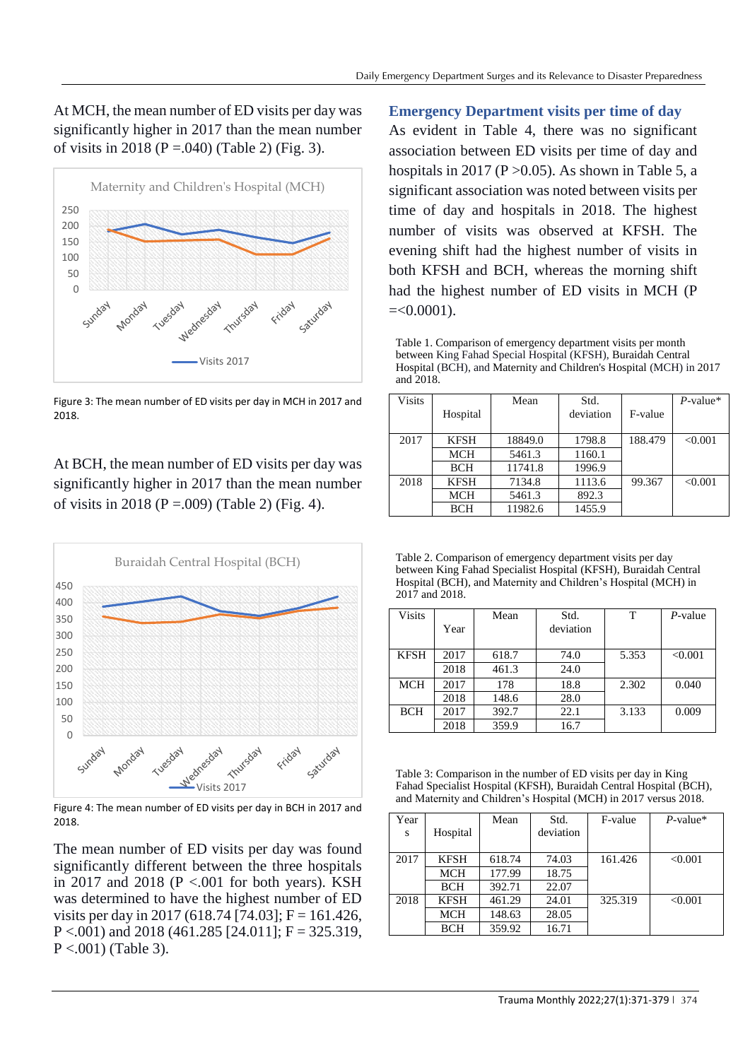At MCH, the mean number of ED visits per day was significantly higher in 2017 than the mean number of visits in 2018 (P =.040) (Table 2) (Fig. 3).

Figure 3: The mean number of ED visits per day in MCH in 2017 and 2018.

At BCH, the mean number of ED visits per day was significantly higher in 2017 than the mean number of visits in 2018 (P =.009) (Table 2) (Fig. 4).

Figure 4: The mean number of ED visits per day in BCH in 2017 and 2018.

The mean number of ED visits per day was found significantly different between the three hospitals in 2017 and 2018 (P <.001 for both years). KSH was determined to have the highest number of ED visits per day in 2017 (618.74 [74.03]; F = 161.426, P <.001) and 2018 (461.285 [24.011]; F = 325.319, P <.001) (Table 3).

## Emergency Department visits per time of day

As evident in Table 4, there was no significant association between ED visits per time of day and hospitals in 2017 (P >0.05). As shown in Table 5, a significant association was noted between visits per time of day and hospitals in 2018. The highest number of visits was observed at KFSH. The evening shift had the highest number of visits in both KFSH and BCH, whereas the morning shift had the highest number of ED visits in MCH (P =<0.0001).

Table 1. Comparison of emergency department visits per month between King Fahad Special Hospital (KFSH), Buraidah Central Hospital (BCH), and Maternity and Children's Hospital (MCH) in 2017 and 2018.

| Visits | Hospital | Mean | Std. deviation | F-value | *P*-value* |
|---|---|---|---|---|---|
| 2017 | KFSH | 18849.0 | 1798.8 | 188.479 | <0.001 |
| | MCH | 5461.3 | 1160.1 | | |
| | BCH | 11741.8 | 1996.9 | | |
| 2018 | KFSH | 7134.8 | 1113.6 | 99.367 | <0.001 |
| | MCH | 5461.3 | 892.3 | | |
| | BCH | 11982.6 | 1455.9 | | |

Table 2. Comparison of emergency department visits per day between King Fahad Specialist Hospital (KFSH), Buraidah Central Hospital (BCH), and Maternity and Children's Hospital (MCH) in 2017 and 2018.

| Visits | Year | Mean | Std. deviation | T | *P*-value |
|---|---|---|---|---|---|
| KFSH | 2017 | 618.7 | 74.0 | 5.353 | <0.001 |
| | 2018 | 461.3 | 24.0 | | |
| MCH | 2017 | 178 | 18.8 | 2.302 | 0.040 |
| | 2018 | 148.6 | 28.0 | | |
| BCH | 2017 | 392.7 | 22.1 | 3.133 | 0.009 |
| | 2018 | 359.9 | 16.7 | | |

Table 3: Comparison in the number of ED visits per day in King Fahad Specialist Hospital (KFSH), Buraidah Central Hospital (BCH), and Maternity and Children's Hospital (MCH) in 2017 versus 2018.

| Years | Hospital | Mean | Std. deviation | F-value | *P*-value* |
|---|---|---|---|---|---|
| 2017 | KFSH | 618.74 | 74.03 | 161.426 | <0.001 |
| | MCH | 177.99 | 18.75 | | |
| | BCH | 392.71 | 22.07 | | |
| 2018 | KFSH | 461.29 | 24.01 | 325.319 | <0.001 |
| | MCH | 148.63 | 28.05 | | |
| | BCH | 359.92 | 16.71 | | |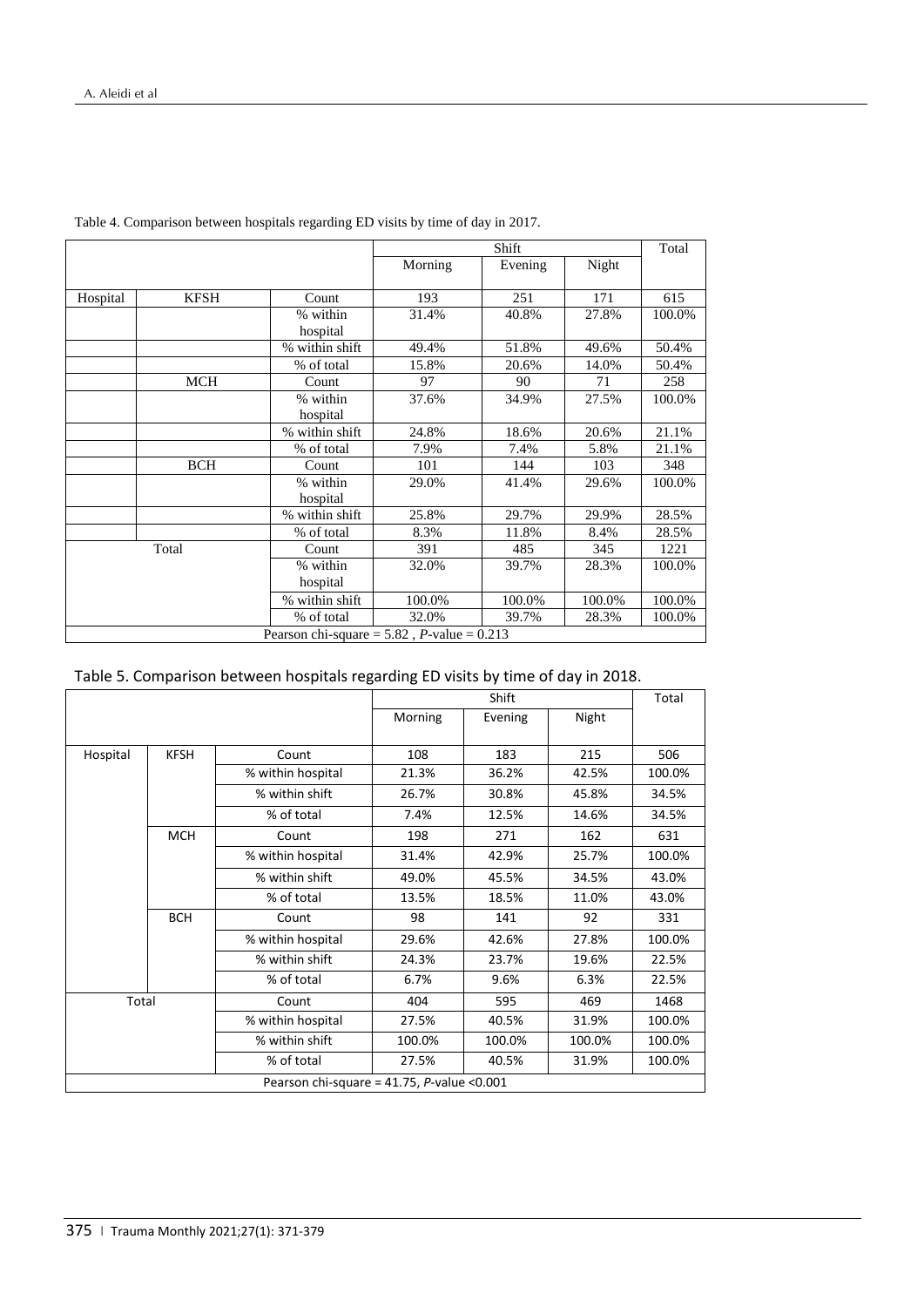Table 4. Comparison between hospitals regarding ED visits by time of day in 2017.

| | | | Shift | | | Total |
|---|---|---|---|---|---|---|
| | | | Morning | Evening | Night | |
| Hospital | KFSH | Count | 193 | 251 | 171 | 615 |
| | | % within hospital | 31.4% | 40.8% | 27.8% | 100.0% |
| | | % within shift | 49.4% | 51.8% | 49.6% | 50.4% |
| | | % of total | 15.8% | 20.6% | 14.0% | 50.4% |
| | MCH | Count | 97 | 90 | 71 | 258 |
| | | % within hospital | 37.6% | 34.9% | 27.5% | 100.0% |
| | | % within shift | 24.8% | 18.6% | 20.6% | 21.1% |
| | | % of total | 7.9% | 7.4% | 5.8% | 21.1% |
| | BCH | Count | 101 | 144 | 103 | 348 |
| | | % within hospital | 29.0% | 41.4% | 29.6% | 100.0% |
| | | % within shift | 25.8% | 29.7% | 29.9% | 28.5% |
| | | % of total | 8.3% | 11.8% | 8.4% | 28.5% |
| Total | | Count | 391 | 485 | 345 | 1221 |
| | | % within hospital | 32.0% | 39.7% | 28.3% | 100.0% |
| | | % within shift | 100.0% | 100.0% | 100.0% | 100.0% |
| | | % of total | 32.0% | 39.7% | 28.3% | 100.0% |
| Pearson chi-square = 5.82 , *P*-value = 0.213 | | | | | | |

Table 5. Comparison between hospitals regarding ED visits by time of day in 2018.

| | | | Shift | | | Total |
|---|---|---|---|---|---|---|
| | | | Morning | Evening | Night | |
| Hospital | KFSH | Count | 108 | 183 | 215 | 506 |
| | | % within hospital | 21.3% | 36.2% | 42.5% | 100.0% |
| | | % within shift | 26.7% | 30.8% | 45.8% | 34.5% |
| | | % of total | 7.4% | 12.5% | 14.6% | 34.5% |
| | MCH | Count | 198 | 271 | 162 | 631 |
| | | % within hospital | 31.4% | 42.9% | 25.7% | 100.0% |
| | | % within shift | 49.0% | 45.5% | 34.5% | 43.0% |
| | | % of total | 13.5% | 18.5% | 11.0% | 43.0% |
| | BCH | Count | 98 | 141 | 92 | 331 |
| | | % within hospital | 29.6% | 42.6% | 27.8% | 100.0% |
| | | % within shift | 24.3% | 23.7% | 19.6% | 22.5% |
| | | % of total | 6.7% | 9.6% | 6.3% | 22.5% |
| Total | | Count | 404 | 595 | 469 | 1468 |
| | | % within hospital | 27.5% | 40.5% | 31.9% | 100.0% |
| | | % within shift | 100.0% | 100.0% | 100.0% | 100.0% |
| | | % of total | 27.5% | 40.5% | 31.9% | 100.0% |
| Pearson chi-square = 41.75, *P*-value <0.001 | | | | | | |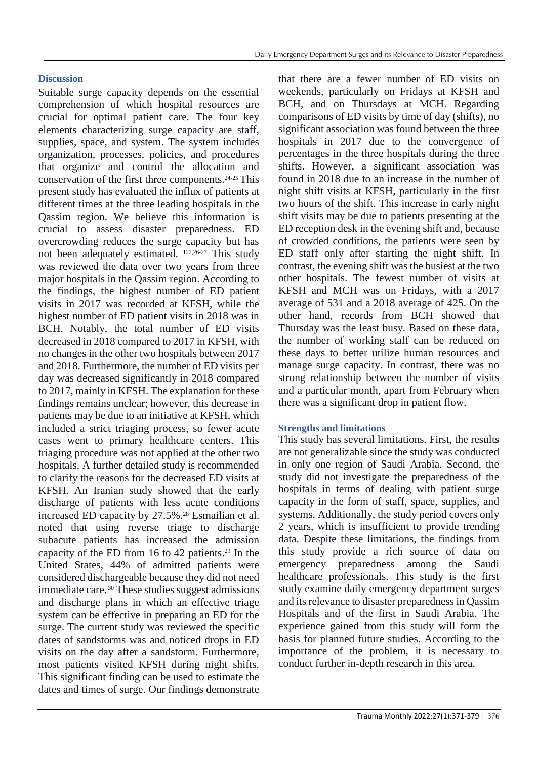## Discussion

Suitable surge capacity depends on the essential comprehension of which hospital resources are crucial for optimal patient care. The four key elements characterizing surge capacity are staff, supplies, space, and system. The system includes organization, processes, policies, and procedures that organize and control the allocation and conservation of the first three components.[24-25] This present study has evaluated the influx of patients at different times at the three leading hospitals in the Qassim region. We believe this information is crucial to assess disaster preparedness. ED overcrowding reduces the surge capacity but has not been adequately estimated. [122,26-27] This study was reviewed the data over two years from three major hospitals in the Qassim region. According to the findings, the highest number of ED patient visits in 2017 was recorded at KFSH, while the highest number of ED patient visits in 2018 was in BCH. Notably, the total number of ED visits decreased in 2018 compared to 2017 in KFSH, with no changes in the other two hospitals between 2017 and 2018. Furthermore, the number of ED visits per day was decreased significantly in 2018 compared to 2017, mainly in KFSH. The explanation for these findings remains unclear; however, this decrease in patients may be due to an initiative at KFSH, which included a strict triaging process, so fewer acute cases went to primary healthcare centers. This triaging procedure was not applied at the other two hospitals. A further detailed study is recommended to clarify the reasons for the decreased ED visits at KFSH. An Iranian study showed that the early discharge of patients with less acute conditions increased ED capacity by 27.5%.[28] Esmailian et al. noted that using reverse triage to discharge subacute patients has increased the admission capacity of the ED from 16 to 42 patients.[29] In the United States, 44% of admitted patients were considered dischargeable because they did not need immediate care.[30] These studies suggest admissions and discharge plans in which an effective triage system can be effective in preparing an ED for the surge. The current study was reviewed the specific dates of sandstorms was and noticed drops in ED visits on the day after a sandstorm. Furthermore, most patients visited KFSH during night shifts. This significant finding can be used to estimate the dates and times of surge. Our findings demonstrate that there are a fewer number of ED visits on weekends, particularly on Fridays at KFSH and BCH, and on Thursdays at MCH. Regarding comparisons of ED visits by time of day (shifts), no significant association was found between the three hospitals in 2017 due to the convergence of percentages in the three hospitals during the three shifts. However, a significant association was found in 2018 due to an increase in the number of night shift visits at KFSH, particularly in the first two hours of the shift. This increase in early night shift visits may be due to patients presenting at the ED reception desk in the evening shift and, because of crowded conditions, the patients were seen by ED staff only after starting the night shift. In contrast, the evening shift was the busiest at the two other hospitals. The fewest number of visits at KFSH and MCH was on Fridays, with a 2017 average of 531 and a 2018 average of 425. On the other hand, records from BCH showed that Thursday was the least busy. Based on these data, the number of working staff can be reduced on these days to better utilize human resources and manage surge capacity. In contrast, there was no strong relationship between the number of visits and a particular month, apart from February when there was a significant drop in patient flow.

## Strengths and limitations

This study has several limitations. First, the results are not generalizable since the study was conducted in only one region of Saudi Arabia. Second, the study did not investigate the preparedness of the hospitals in terms of dealing with patient surge capacity in the form of staff, space, supplies, and systems. Additionally, the study period covers only 2 years, which is insufficient to provide trending data. Despite these limitations, the findings from this study provide a rich source of data on emergency preparedness among the Saudi healthcare professionals. This study is the first study examine daily emergency department surges and its relevance to disaster preparedness in Qassim Hospitals and of the first in Saudi Arabia. The experience gained from this study will form the basis for planned future studies. According to the importance of the problem, it is necessary to conduct further in-depth research in this area.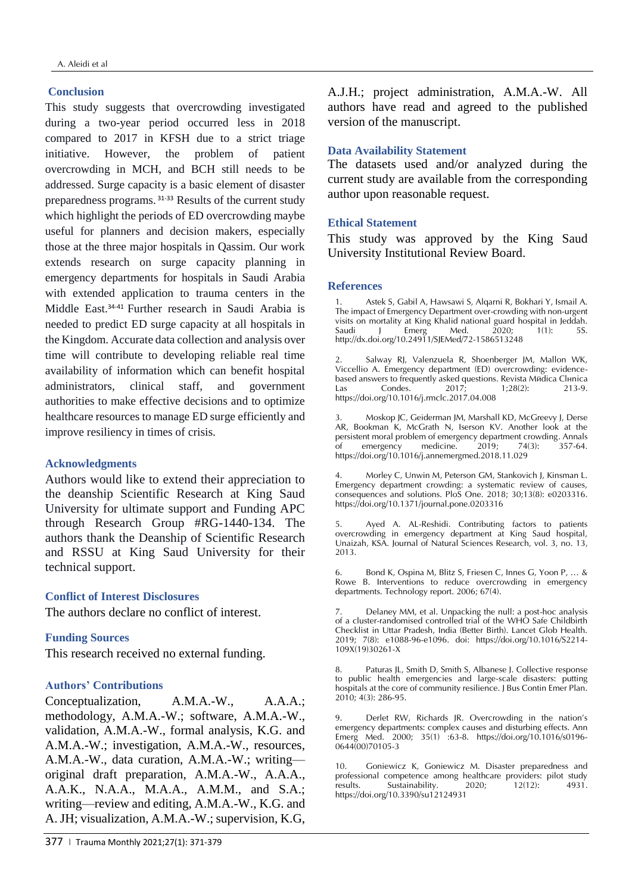## Conclusion

This study suggests that overcrowding investigated during a two-year period occurred less in 2018 compared to 2017 in KFSH due to a strict triage initiative. However, the problem of patient overcrowding in MCH, and BCH still needs to be addressed. Surge capacity is a basic element of disaster preparedness programs. [31-33] Results of the current study which highlight the periods of ED overcrowding maybe useful for planners and decision makers, especially those at the three major hospitals in Qassim. Our work extends research on surge capacity planning in emergency departments for hospitals in Saudi Arabia with extended application to trauma centers in the Middle East.[34-41] Further research in Saudi Arabia is needed to predict ED surge capacity at all hospitals in the Kingdom. Accurate data collection and analysis over time will contribute to developing reliable real time availability of information which can benefit hospital administrators, clinical staff, and government authorities to make effective decisions and to optimize healthcare resources to manage ED surge efficiently and improve resiliency in times of crisis.

## Acknowledgments

Authors would like to extend their appreciation to the deanship Scientific Research at King Saud University for ultimate support and Funding APC through Research Group #RG-1440-134. The authors thank the Deanship of Scientific Research and RSSU at King Saud University for their technical support.

## Conflict of Interest Disclosures

The authors declare no conflict of interest.

## Funding Sources

This research received no external funding.

## Authors' Contributions

Conceptualization, A.M.A.-W., A.A.A.; methodology, A.M.A.-W.; software, A.M.A.-W., validation, A.M.A.-W., formal analysis, K.G. and A.M.A.-W.; investigation, A.M.A.-W., resources, A.M.A.-W., data curation, A.M.A.-W.; writing—original draft preparation, A.M.A.-W., A.A.A., A.A.K., N.A.A., M.A.A., A.M.M., and S.A.; writing—review and editing, A.M.A.-W., K.G. and A. JH; visualization, A.M.A.-W.; supervision, K.G, A.J.H.; project administration, A.M.A.-W. All authors have read and agreed to the published version of the manuscript.

## Data Availability Statement

The datasets used and/or analyzed during the current study are available from the corresponding author upon reasonable request.

## Ethical Statement

This study was approved by the King Saud University Institutional Review Board.

## References

1. Astek S, Gabil A, Hawsawi S, Alqarni R, Bokhari Y, Ismail A. The impact of Emergency Department over-crowding with non-urgent visits on mortality at King Khalid national guard hospital in Jeddah. Saudi J Emerg Med. 2020; 1(1): 5S. http://dx.doi.org/10.24911/SJEMed/72-1586513248

2. Salway RJ, Valenzuela R, Shoenberger JM, Mallon WK, Viccellio A. Emergency department (ED) overcrowding: evidence-based answers to frequently asked questions. Revista Mиdica Clнnica Las Condes. 2017; 1;28(2): 213-9. https://doi.org/10.1016/j.rmclc.2017.04.008

3. Moskop JC, Geiderman JM, Marshall KD, McGreevy J, Derse AR, Bookman K, McGrath N, Iserson KV. Another look at the persistent moral problem of emergency department crowding. Annals of emergency medicine. 2019; 74(3): 357-64. https://doi.org/10.1016/j.annemergmed.2018.11.029

4. Morley C, Unwin M, Peterson GM, Stankovich J, Kinsman L. Emergency department crowding: a systematic review of causes, consequences and solutions. PloS One. 2018; 30;13(8): e0203316. https://doi.org/10.1371/journal.pone.0203316

5. Ayed A. AL-Reshidi. Contributing factors to patients overcrowding in emergency department at King Saud hospital, Unaizah, KSA. Journal of Natural Sciences Research, vol. 3, no. 13, 2013.

6. Bond K, Ospina M, Blitz S, Friesen C, Innes G, Yoon P, … & Rowe B. Interventions to reduce overcrowding in emergency departments. Technology report. 2006; 67(4).

7. Delaney MM, et al. Unpacking the null: a post-hoc analysis of a cluster-randomised controlled trial of the WHO Safe Childbirth Checklist in Uttar Pradesh, India (Better Birth). Lancet Glob Health. 2019; 7(8): e1088-96-e1096. doi: https://doi.org/10.1016/S2214-109X(19)30261-X

8. Paturas JL, Smith D, Smith S, Albanese J. Collective response to public health emergencies and large-scale disasters: putting hospitals at the core of community resilience. J Bus Contin Emer Plan. 2010; 4(3): 286-95.

9. Derlet RW, Richards JR. Overcrowding in the nation's emergency departments: complex causes and disturbing effects. Ann Emerg Med. 2000; 35(1) :63-8. https://doi.org/10.1016/s0196-0644(00)70105-3

10. Goniewicz K, Goniewicz M. Disaster preparedness and professional competence among healthcare providers: pilot study results. Sustainability. 2020; 12(12): 4931. https://doi.org/10.3390/su12124931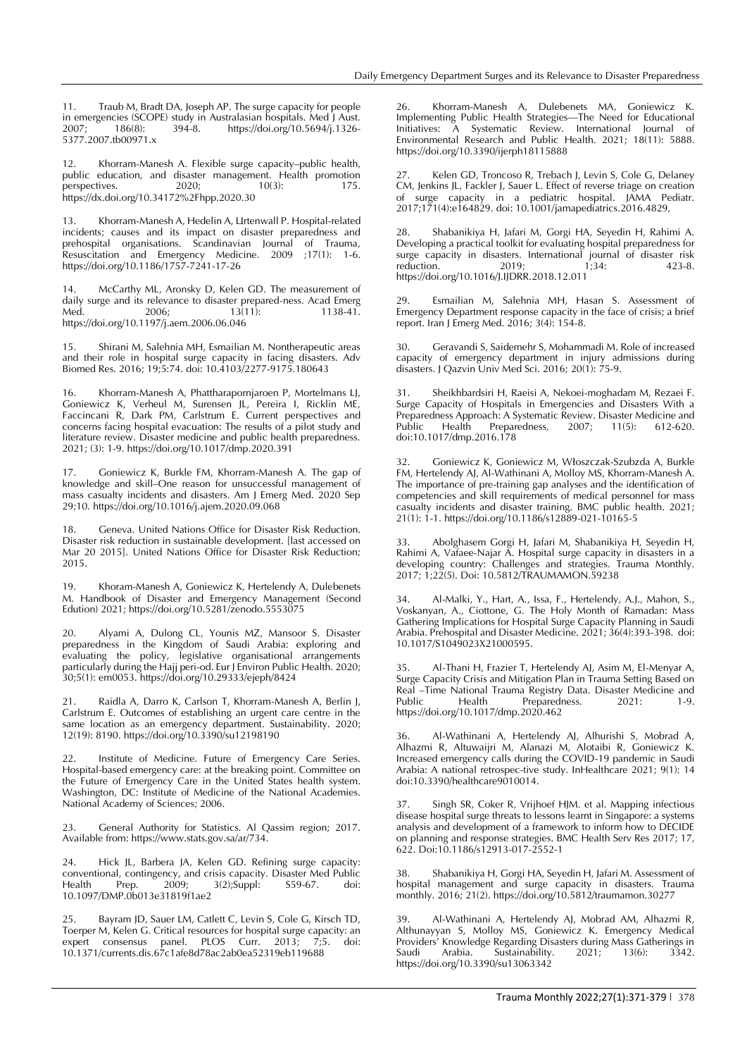11. Traub M, Bradt DA, Joseph AP. The surge capacity for people in emergencies (SCOPE) study in Australasian hospitals. Med J Aust. 2007; 186(8): 394-8. https://doi.org/10.5694/j.1326-5377.2007.tb00971.x

12. Khorram-Manesh A. Flexible surge capacity–public health, public education, and disaster management. Health promotion perspectives. 2020; 10(3): 175. https://dx.doi.org/10.34172%2Fhpp.2020.30

13. Khorram-Manesh A, Hedelin A, LIrtenwall P. Hospital-related incidents; causes and its impact on disaster preparedness and prehospital organisations. Scandinavian Journal of Trauma, Resuscitation and Emergency Medicine. 2009 ;17(1): 1-6. https://doi.org/10.1186/1757-7241-17-26

14. McCarthy ML, Aronsky D, Kelen GD. The measurement of daily surge and its relevance to disaster prepared-ness. Acad Emerg Med. 2006; 13(11): 1138-41. https://doi.org/10.1197/j.aem.2006.06.046

15. Shirani M, Salehnia MH, Esmailian M. Nontherapeutic areas and their role in hospital surge capacity in facing disasters. Adv Biomed Res. 2016; 19;5:74. doi: 10.4103/2277-9175.180643

16. Khorram-Manesh A, Phattharapornjaroen P, Mortelmans LJ, Goniewicz K, Verheul M, Surensen JL, Pereira I, Ricklin ME, Faccincani R, Dark PM, Carlstrum E. Current perspectives and concerns facing hospital evacuation: The results of a pilot study and literature review. Disaster medicine and public health preparedness. 2021; (3): 1-9. https://doi.org/10.1017/dmp.2020.391

17. Goniewicz K, Burkle FM, Khorram-Manesh A. The gap of knowledge and skill–One reason for unsuccessful management of mass casualty incidents and disasters. Am J Emerg Med. 2020 Sep 29;10. https://doi.org/10.1016/j.ajem.2020.09.068

18. Geneva. United Nations Office for Disaster Risk Reduction. Disaster risk reduction in sustainable development. [last accessed on Mar 20 2015]. United Nations Office for Disaster Risk Reduction; 2015.

19. Khoram-Manesh A, Goniewicz K, Hertelendy A, Dulebenets M. Handbook of Disaster and Emergency Management (Second Edution) 2021; https://doi.org/10.5281/zenodo.5553075

20. Alyami A, Dulong CL, Younis MZ, Mansoor S. Disaster preparedness in the Kingdom of Saudi Arabia: exploring and evaluating the policy, legislative organisational arrangements particularly during the Hajj peri-od. Eur J Environ Public Health. 2020; 30;5(1): em0053. https://doi.org/10.29333/ejeph/8424

21. Raidla A, Darro K, Carlson T, Khorram-Manesh A, Berlin J, Carlstrum E. Outcomes of establishing an urgent care centre in the same location as an emergency department. Sustainability. 2020; 12(19): 8190. https://doi.org/10.3390/su12198190

22. Institute of Medicine. Future of Emergency Care Series. Hospital-based emergency care: at the breaking point. Committee on the Future of Emergency Care in the United States health system. Washington, DC: Institute of Medicine of the National Academies. National Academy of Sciences; 2006.

23. General Authority for Statistics. Al Qassim region; 2017. Available from: https://www.stats.gov.sa/ar/734.

24. Hick JL, Barbera JA, Kelen GD. Refining surge capacity: conventional, contingency, and crisis capacity. Disaster Med Public Health Prep. 2009; 3(2);Suppl: S59-67. doi: 10.1097/DMP.0b013e31819f1ae2

25. Bayram JD, Sauer LM, Catlett C, Levin S, Cole G, Kirsch TD, Toerper M, Kelen G. Critical resources for hospital surge capacity: an expert consensus panel. PLOS Curr. 2013; 7;5. doi: 10.1371/currents.dis.67c1afe8d78ac2ab0ea52319eb119688

26. Khorram-Manesh A, Dulebenets MA, Goniewicz K. Implementing Public Health Strategies—The Need for Educational Initiatives: A Systematic Review. International Journal of Environmental Research and Public Health. 2021; 18(11): 5888. https://doi.org/10.3390/ijerph18115888

27. Kelen GD, Troncoso R, Trebach J, Levin S, Cole G, Delaney CM, Jenkins JL, Fackler J, Sauer L. Effect of reverse triage on creation of surge capacity in a pediatric hospital. JAMA Pediatr. 2017;171(4):e164829. doi: 10.1001/jamapediatrics.2016.4829,

28. Shabanikiya H, Jafari M, Gorgi HA, Seyedin H, Rahimi A. Developing a practical toolkit for evaluating hospital preparedness for surge capacity in disasters. International journal of disaster risk reduction. 2019; 1;34: 423-8. https://doi.org/10.1016/J.IJDRR.2018.12.011

29. Esmailian M, Salehnia MH, Hasan S. Assessment of Emergency Department response capacity in the face of crisis; a brief report. Iran J Emerg Med. 2016; 3(4): 154-8.

30. Geravandi S, Saidemehr S, Mohammadi M. Role of increased capacity of emergency department in injury admissions during disasters. J Qazvin Univ Med Sci. 2016; 20(1): 75-9.

31. Sheikhbardsiri H, Raeisi A, Nekoei-moghadam M, Rezaei F. Surge Capacity of Hospitals in Emergencies and Disasters With a Preparedness Approach: A Systematic Review. Disaster Medicine and Public Health Preparedness, 2007; 11(5): 612-620. doi:10.1017/dmp.2016.178

32. Goniewicz K, Goniewicz M, Włoszczak-Szubzda A, Burkle FM, Hertelendy AJ, Al-Wathinani A, Molloy MS, Khorram-Manesh A. The importance of pre-training gap analyses and the identification of competencies and skill requirements of medical personnel for mass casualty incidents and disaster training. BMC public health. 2021; 21(1): 1-1. https://doi.org/10.1186/s12889-021-10165-5

33. Abolghasem Gorgi H, Jafari M, Shabanikiya H, Seyedin H, Rahimi A, Vafaee-Najar A. Hospital surge capacity in disasters in a developing country: Challenges and strategies. Trauma Monthly. 2017; 1;22(5). Doi: 10.5812/TRAUMAMON.59238

34. Al-Malki, Y., Hart, A., Issa, F., Hertelendy, A.J., Mahon, S., Voskanyan, A., Ciottone, G. The Holy Month of Ramadan: Mass Gathering Implications for Hospital Surge Capacity Planning in Saudi Arabia. Prehospital and Disaster Medicine. 2021; 36(4):393-398. doi: 10.1017/S1049023X21000595.

35. Al-Thani H, Frazier T, Hertelendy AJ, Asim M, El-Menyar A, Surge Capacity Crisis and Mitigation Plan in Trauma Setting Based on Real –Time National Trauma Registry Data. Disaster Medicine and Public Health Preparedness. 2021: 1-9. https://doi.org/10.1017/dmp.2020.462

36. Al-Wathinani A, Hertelendy AJ, Alhurishi S, Mobrad A, Alhazmi R, Altuwaijri M, Alanazi M, Alotaibi R, Goniewicz K. Increased emergency calls during the COVID-19 pandemic in Saudi Arabia: A national retrospec-tive study. InHealthcare 2021; 9(1): 14 doi:10.3390/healthcare9010014.

37. Singh SR, Coker R, Vrijhoef HJM. et al. Mapping infectious disease hospital surge threats to lessons learnt in Singapore: a systems analysis and development of a framework to inform how to DECIDE on planning and response strategies. BMC Health Serv Res 2017; 17, 622. Doi:10.1186/s12913-017-2552-1

38. Shabanikiya H, Gorgi HA, Seyedin H, Jafari M. Assessment of hospital management and surge capacity in disasters. Trauma monthly. 2016; 21(2). https://doi.org/10.5812/traumamon.30277

39. Al-Wathinani A, Hertelendy AJ, Mobrad AM, Alhazmi R, Althunayyan S, Molloy MS, Goniewicz K. Emergency Medical Providers' Knowledge Regarding Disasters during Mass Gatherings in Saudi Arabia. Sustainability. 2021; 13(6): 3342. https://doi.org/10.3390/su13063342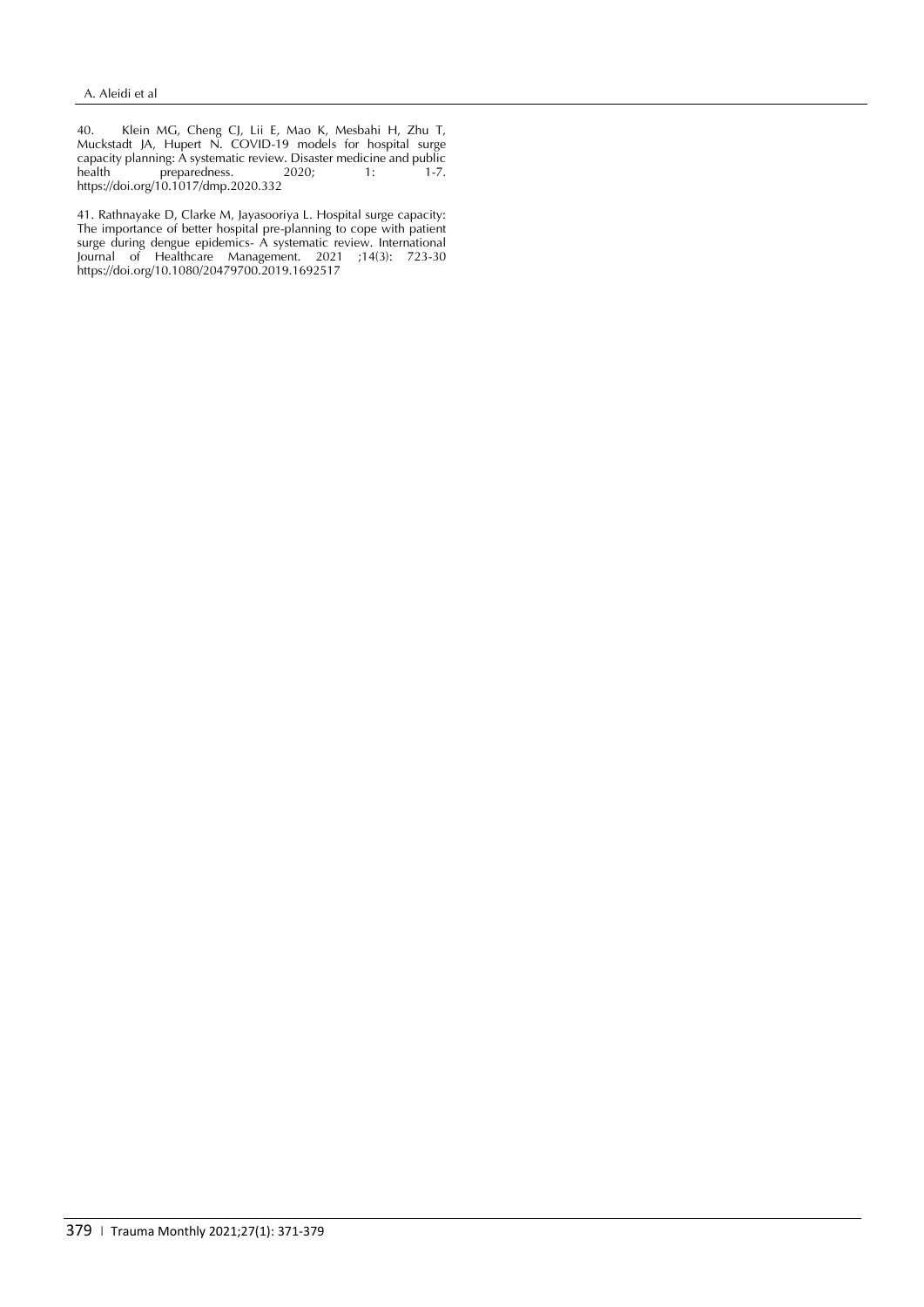40. Klein MG, Cheng CJ, Lii E, Mao K, Mesbahi H, Zhu T, Muckstadt JA, Hupert N. COVID-19 models for hospital surge capacity planning: A systematic review. Disaster medicine and public health preparedness. 2020; 1: 1-7. https://doi.org/10.1017/dmp.2020.332

41. Rathnayake D, Clarke M, Jayasooriya L. Hospital surge capacity: The importance of better hospital pre-planning to cope with patient surge during dengue epidemics- A systematic review. International Journal of Healthcare Management. 2021 ;14(3): 723-30 https://doi.org/10.1080/20479700.2019.1692517